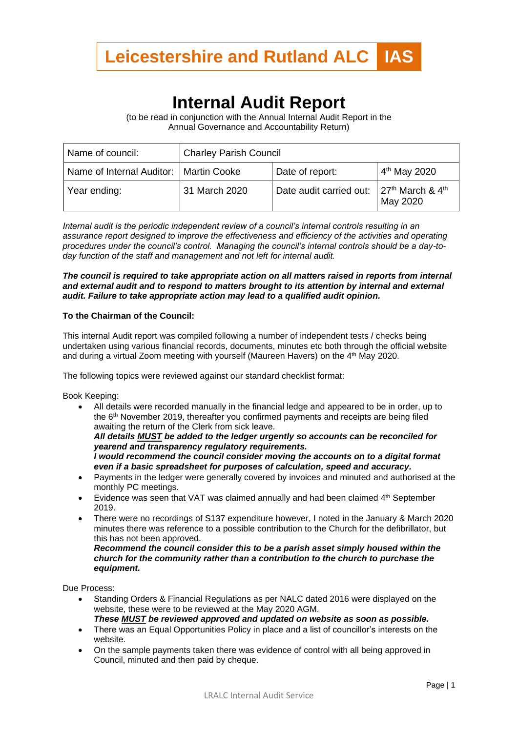# Leicestershire and Rutland ALC IAS

# Internal Audit Report

(to be read in conjunction with the Annual Internal Audit Report in the Annual Governance and Accountability Return)

| Name of council: | Charley Parish Council | | |
|---|---|---|---|
| Name of Internal Auditor: | Martin Cooke | Date of report: | 4th May 2020 |
| Year ending: | 31 March 2020 | Date audit carried out: | 27th March & 4th May 2020 |

*Internal audit is the periodic independent review of a council's internal controls resulting in an assurance report designed to improve the effectiveness and efficiency of the activities and operating procedures under the council's control. Managing the council's internal controls should be a day-to-day function of the staff and management and not left for internal audit.*

***The council is required to take appropriate action on all matters raised in reports from internal and external audit and to respond to matters brought to its attention by internal and external audit. Failure to take appropriate action may lead to a qualified audit opinion.***

**To the Chairman of the Council:**

This internal Audit report was compiled following a number of independent tests / checks being undertaken using various financial records, documents, minutes etc both through the official website and during a virtual Zoom meeting with yourself (Maureen Havers) on the 4th May 2020.

The following topics were reviewed against our standard checklist format:

Book Keeping:

- All details were recorded manually in the financial ledge and appeared to be in order, up to the 6th November 2019, thereafter you confirmed payments and receipts are being filed awaiting the return of the Clerk from sick leave.
  ***All details MUST be added to the ledger urgently so accounts can be reconciled for yearend and transparency regulatory requirements.***
  ***I would recommend the council consider moving the accounts on to a digital format even if a basic spreadsheet for purposes of calculation, speed and accuracy.***
- Payments in the ledger were generally covered by invoices and minuted and authorised at the monthly PC meetings.
- Evidence was seen that VAT was claimed annually and had been claimed 4th September 2019.
- There were no recordings of S137 expenditure however, I noted in the January & March 2020 minutes there was reference to a possible contribution to the Church for the defibrillator, but this has not been approved.
  ***Recommend the council consider this to be a parish asset simply housed within the church for the community rather than a contribution to the church to purchase the equipment.***

Due Process:

- Standing Orders & Financial Regulations as per NALC dated 2016 were displayed on the website, these were to be reviewed at the May 2020 AGM.
  ***These MUST be reviewed approved and updated on website as soon as possible.***
- There was an Equal Opportunities Policy in place and a list of councillor's interests on the website.
- On the sample payments taken there was evidence of control with all being approved in Council, minuted and then paid by cheque.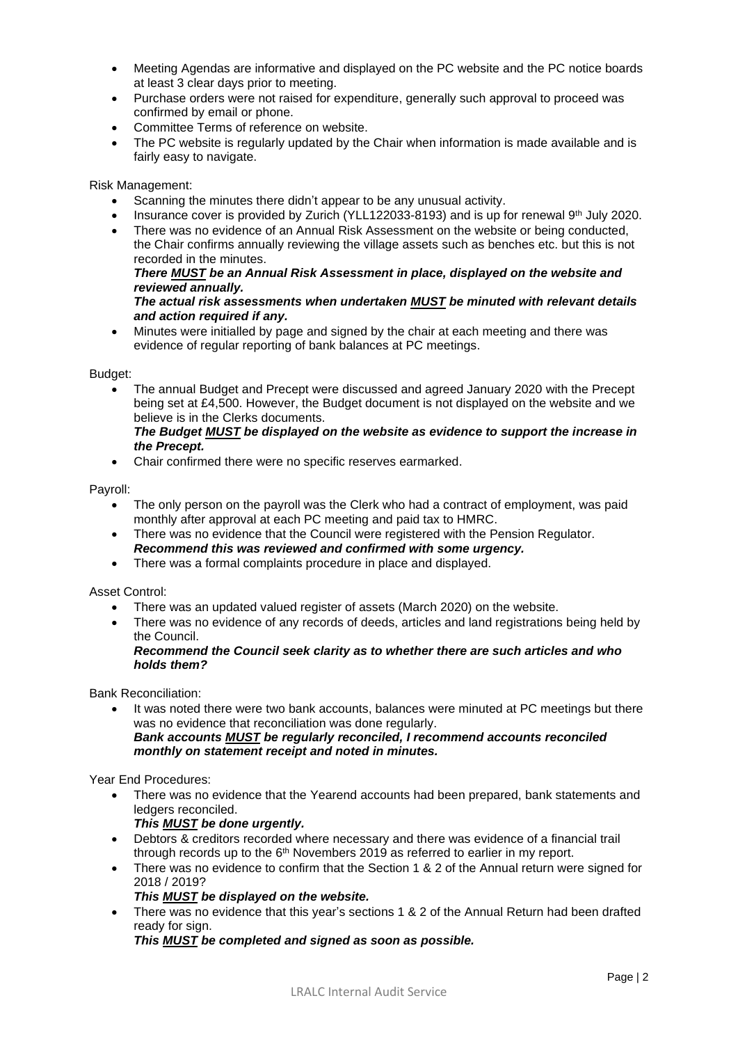- Meeting Agendas are informative and displayed on the PC website and the PC notice boards at least 3 clear days prior to meeting.
- Purchase orders were not raised for expenditure, generally such approval to proceed was confirmed by email or phone.
- Committee Terms of reference on website.
- The PC website is regularly updated by the Chair when information is made available and is fairly easy to navigate.

Risk Management:

- Scanning the minutes there didn't appear to be any unusual activity.
- Insurance cover is provided by Zurich (YLL122033-8193) and is up for renewal 9th July 2020.
- There was no evidence of an Annual Risk Assessment on the website or being conducted, the Chair confirms annually reviewing the village assets such as benches etc. but this is not recorded in the minutes.
  ***There <u>MUST</u> be an Annual Risk Assessment in place, displayed on the website and reviewed annually.***
  ***The actual risk assessments when undertaken <u>MUST</u> be minuted with relevant details and action required if any.***
- Minutes were initialled by page and signed by the chair at each meeting and there was evidence of regular reporting of bank balances at PC meetings.

Budget:

- The annual Budget and Precept were discussed and agreed January 2020 with the Precept being set at £4,500. However, the Budget document is not displayed on the website and we believe is in the Clerks documents.
  ***The Budget <u>MUST</u> be displayed on the website as evidence to support the increase in the Precept.***
- Chair confirmed there were no specific reserves earmarked.

Payroll:

- The only person on the payroll was the Clerk who had a contract of employment, was paid monthly after approval at each PC meeting and paid tax to HMRC.
- There was no evidence that the Council were registered with the Pension Regulator.
  ***Recommend this was reviewed and confirmed with some urgency.***
- There was a formal complaints procedure in place and displayed.

Asset Control:

- There was an updated valued register of assets (March 2020) on the website.
- There was no evidence of any records of deeds, articles and land registrations being held by the Council.
  ***Recommend the Council seek clarity as to whether there are such articles and who holds them?***

Bank Reconciliation:

- It was noted there were two bank accounts, balances were minuted at PC meetings but there was no evidence that reconciliation was done regularly.
  ***Bank accounts <u>MUST</u> be regularly reconciled, I recommend accounts reconciled monthly on statement receipt and noted in minutes.***

Year End Procedures:

- There was no evidence that the Yearend accounts had been prepared, bank statements and ledgers reconciled.
  ***This <u>MUST</u> be done urgently.***
- Debtors & creditors recorded where necessary and there was evidence of a financial trail through records up to the 6th Novembers 2019 as referred to earlier in my report.
- There was no evidence to confirm that the Section 1 & 2 of the Annual return were signed for 2018 / 2019?
  ***This <u>MUST</u> be displayed on the website.***
- There was no evidence that this year's sections 1 & 2 of the Annual Return had been drafted ready for sign.
  ***This <u>MUST</u> be completed and signed as soon as possible.***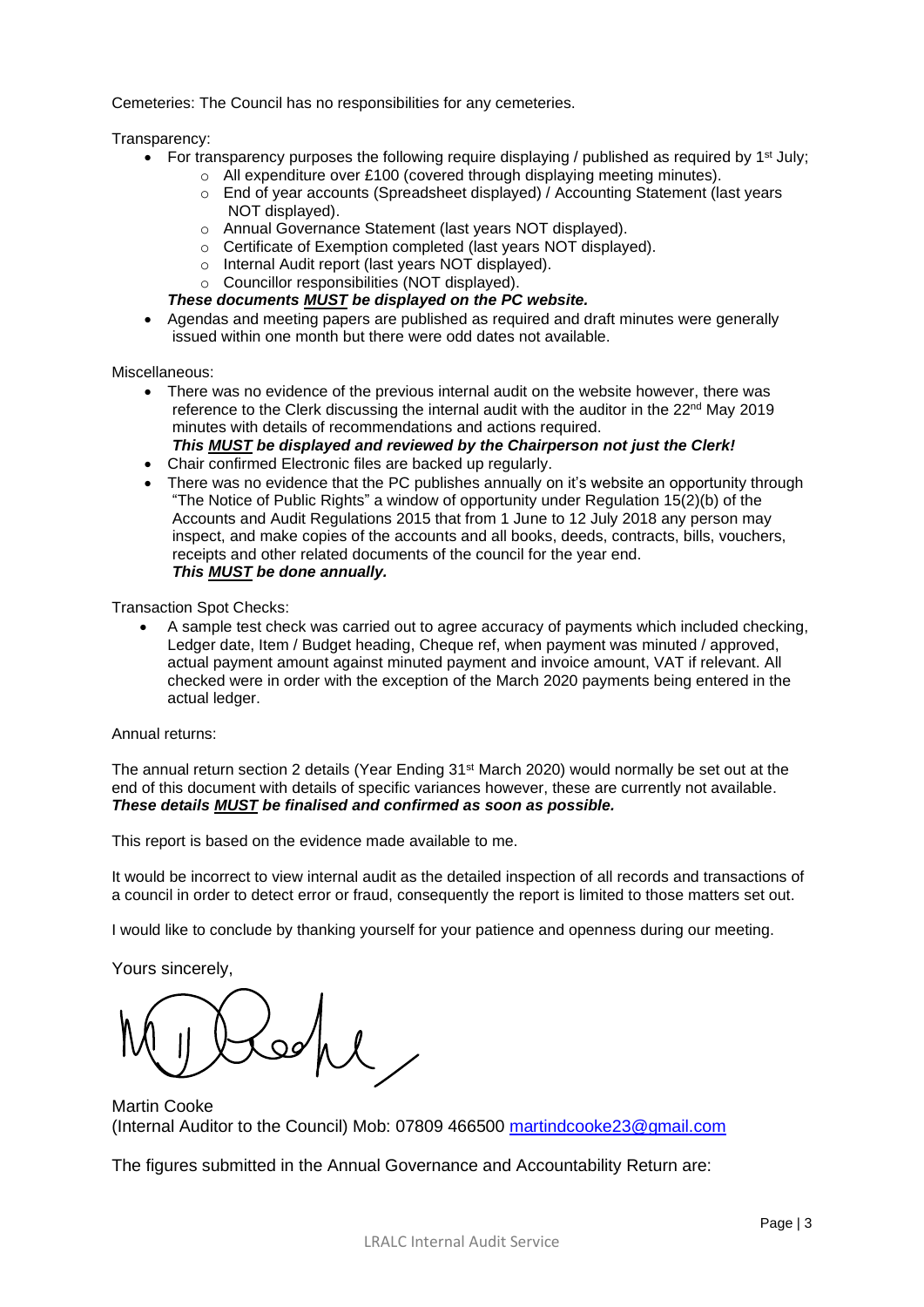Cemeteries: The Council has no responsibilities for any cemeteries.

Transparency:

- For transparency purposes the following require displaying / published as required by 1st July;
  - All expenditure over £100 (covered through displaying meeting minutes).
  - End of year accounts (Spreadsheet displayed) / Accounting Statement (last years NOT displayed).
  - Annual Governance Statement (last years NOT displayed).
  - Certificate of Exemption completed (last years NOT displayed).
  - Internal Audit report (last years NOT displayed).
  - Councillor responsibilities (NOT displayed).

  ***These documents MUST be displayed on the PC website.***
- Agendas and meeting papers are published as required and draft minutes were generally issued within one month but there were odd dates not available.

Miscellaneous:

- There was no evidence of the previous internal audit on the website however, there was reference to the Clerk discussing the internal audit with the auditor in the 22nd May 2019 minutes with details of recommendations and actions required.
  ***This MUST be displayed and reviewed by the Chairperson not just the Clerk!***
- Chair confirmed Electronic files are backed up regularly.
- There was no evidence that the PC publishes annually on it's website an opportunity through "The Notice of Public Rights" a window of opportunity under Regulation 15(2)(b) of the Accounts and Audit Regulations 2015 that from 1 June to 12 July 2018 any person may inspect, and make copies of the accounts and all books, deeds, contracts, bills, vouchers, receipts and other related documents of the council for the year end.
  ***This MUST be done annually.***

Transaction Spot Checks:

- A sample test check was carried out to agree accuracy of payments which included checking, Ledger date, Item / Budget heading, Cheque ref, when payment was minuted / approved, actual payment amount against minuted payment and invoice amount, VAT if relevant. All checked were in order with the exception of the March 2020 payments being entered in the actual ledger.

Annual returns:

The annual return section 2 details (Year Ending 31st March 2020) would normally be set out at the end of this document with details of specific variances however, these are currently not available. ***These details MUST be finalised and confirmed as soon as possible.***

This report is based on the evidence made available to me.

It would be incorrect to view internal audit as the detailed inspection of all records and transactions of a council in order to detect error or fraud, consequently the report is limited to those matters set out.

I would like to conclude by thanking yourself for your patience and openness during our meeting.

Yours sincerely,

Martin Cooke
(Internal Auditor to the Council) Mob: 07809 466500 martindcooke23@gmail.com

The figures submitted in the Annual Governance and Accountability Return are: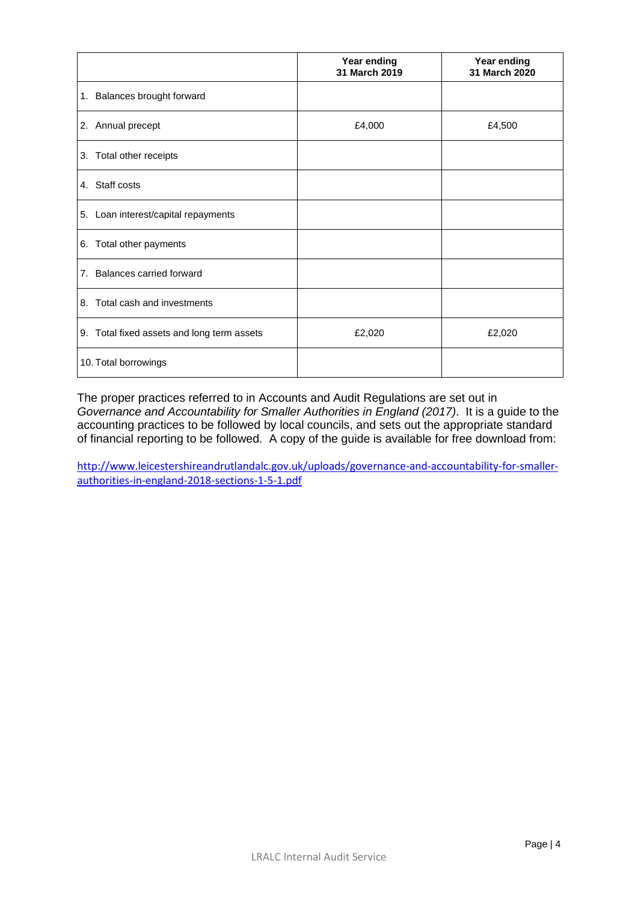| | Year ending 31 March 2019 | Year ending 31 March 2020 |
|---|---|---|
| 1. Balances brought forward | | |
| 2. Annual precept | £4,000 | £4,500 |
| 3. Total other receipts | | |
| 4. Staff costs | | |
| 5. Loan interest/capital repayments | | |
| 6. Total other payments | | |
| 7. Balances carried forward | | |
| 8. Total cash and investments | | |
| 9. Total fixed assets and long term assets | £2,020 | £2,020 |
| 10. Total borrowings | | |

The proper practices referred to in Accounts and Audit Regulations are set out in *Governance and Accountability for Smaller Authorities in England (2017)*. It is a guide to the accounting practices to be followed by local councils, and sets out the appropriate standard of financial reporting to be followed. A copy of the guide is available for free download from:

http://www.leicestershireandrutlandalc.gov.uk/uploads/governance-and-accountability-for-smaller-authorities-in-england-2018-sections-1-5-1.pdf